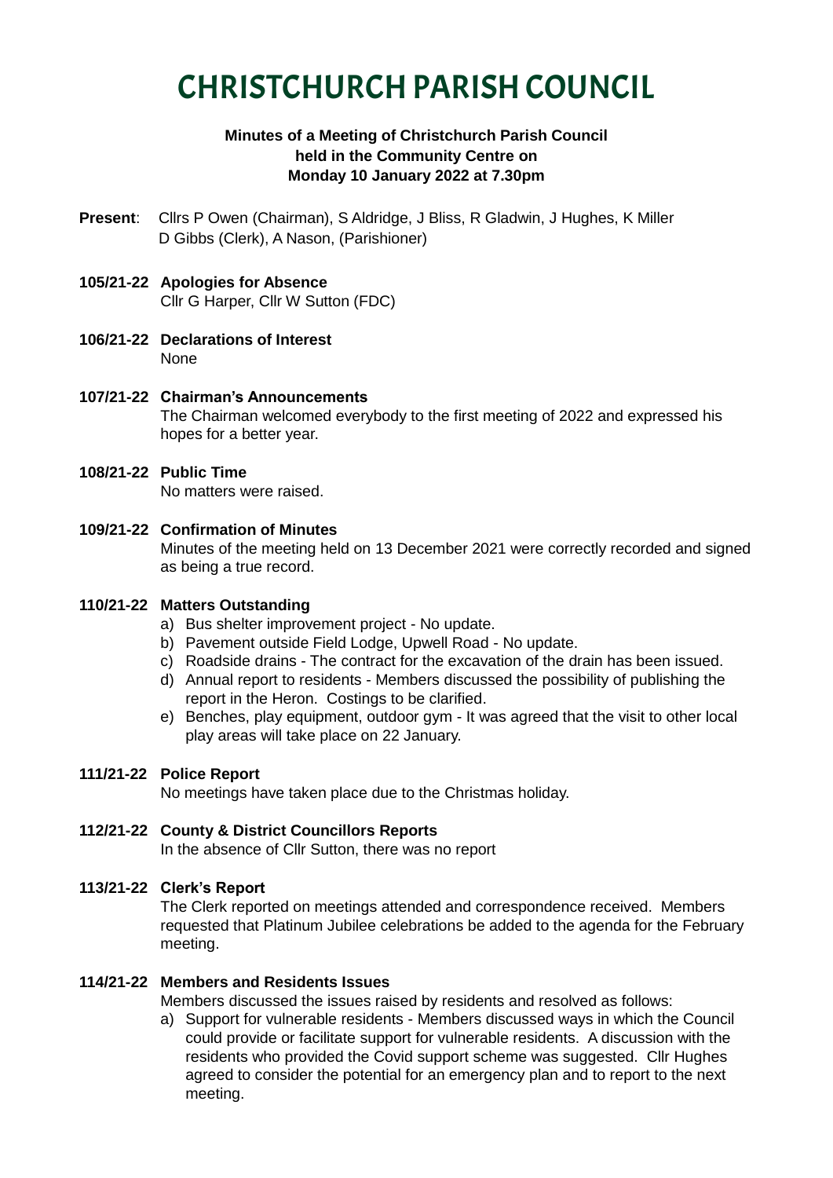# CHRISTCHURCH PARISH COUNCIL

**Minutes of a Meeting of Christchurch Parish Council held in the Community Centre on Monday 10 January 2022 at 7.30pm**

**Present**: Cllrs P Owen (Chairman), S Aldridge, J Bliss, R Gladwin, J Hughes, K Miller
D Gibbs (Clerk), A Nason, (Parishioner)

**105/21-22 Apologies for Absence**
Cllr G Harper, Cllr W Sutton (FDC)

**106/21-22 Declarations of Interest**
None

**107/21-22 Chairman's Announcements**
The Chairman welcomed everybody to the first meeting of 2022 and expressed his hopes for a better year.

**108/21-22 Public Time**
No matters were raised.

**109/21-22 Confirmation of Minutes**
Minutes of the meeting held on 13 December 2021 were correctly recorded and signed as being a true record.

**110/21-22 Matters Outstanding**

a) Bus shelter improvement project - No update.
b) Pavement outside Field Lodge, Upwell Road - No update.
c) Roadside drains - The contract for the excavation of the drain has been issued.
d) Annual report to residents - Members discussed the possibility of publishing the report in the Heron. Costings to be clarified.
e) Benches, play equipment, outdoor gym - It was agreed that the visit to other local play areas will take place on 22 January.

**111/21-22 Police Report**
No meetings have taken place due to the Christmas holiday.

**112/21-22 County & District Councillors Reports**
In the absence of Cllr Sutton, there was no report

**113/21-22 Clerk's Report**
The Clerk reported on meetings attended and correspondence received. Members requested that Platinum Jubilee celebrations be added to the agenda for the February meeting.

**114/21-22 Members and Residents Issues**
Members discussed the issues raised by residents and resolved as follows:

a) Support for vulnerable residents - Members discussed ways in which the Council could provide or facilitate support for vulnerable residents. A discussion with the residents who provided the Covid support scheme was suggested. Cllr Hughes agreed to consider the potential for an emergency plan and to report to the next meeting.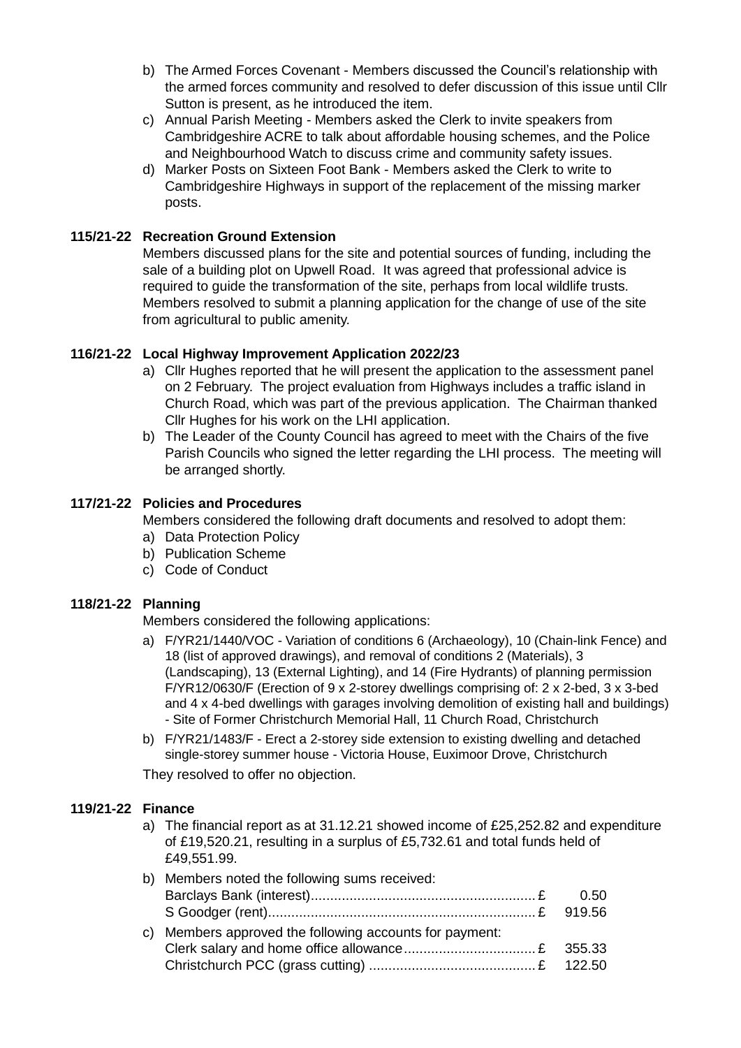b) The Armed Forces Covenant - Members discussed the Council's relationship with the armed forces community and resolved to defer discussion of this issue until Cllr Sutton is present, as he introduced the item.

c) Annual Parish Meeting - Members asked the Clerk to invite speakers from Cambridgeshire ACRE to talk about affordable housing schemes, and the Police and Neighbourhood Watch to discuss crime and community safety issues.

d) Marker Posts on Sixteen Foot Bank - Members asked the Clerk to write to Cambridgeshire Highways in support of the replacement of the missing marker posts.

**115/21-22 Recreation Ground Extension**

Members discussed plans for the site and potential sources of funding, including the sale of a building plot on Upwell Road. It was agreed that professional advice is required to guide the transformation of the site, perhaps from local wildlife trusts. Members resolved to submit a planning application for the change of use of the site from agricultural to public amenity.

**116/21-22 Local Highway Improvement Application 2022/23**

a) Cllr Hughes reported that he will present the application to the assessment panel on 2 February. The project evaluation from Highways includes a traffic island in Church Road, which was part of the previous application. The Chairman thanked Cllr Hughes for his work on the LHI application.

b) The Leader of the County Council has agreed to meet with the Chairs of the five Parish Councils who signed the letter regarding the LHI process. The meeting will be arranged shortly.

**117/21-22 Policies and Procedures**

Members considered the following draft documents and resolved to adopt them:

a) Data Protection Policy
b) Publication Scheme
c) Code of Conduct

**118/21-22 Planning**

Members considered the following applications:

a) F/YR21/1440/VOC - Variation of conditions 6 (Archaeology), 10 (Chain-link Fence) and 18 (list of approved drawings), and removal of conditions 2 (Materials), 3 (Landscaping), 13 (External Lighting), and 14 (Fire Hydrants) of planning permission F/YR12/0630/F (Erection of 9 x 2-storey dwellings comprising of: 2 x 2-bed, 3 x 3-bed and 4 x 4-bed dwellings with garages involving demolition of existing hall and buildings) - Site of Former Christchurch Memorial Hall, 11 Church Road, Christchurch

b) F/YR21/1483/F - Erect a 2-storey side extension to existing dwelling and detached single-storey summer house - Victoria House, Euximoor Drove, Christchurch

They resolved to offer no objection.

**119/21-22 Finance**

a) The financial report as at 31.12.21 showed income of £25,252.82 and expenditure of £19,520.21, resulting in a surplus of £5,732.61 and total funds held of £49,551.99.

b) Members noted the following sums received:

| | | |
|---|---|---|
| Barclays Bank (interest) | £ | 0.50 |
| S Goodger (rent) | £ | 919.56 |

c) Members approved the following accounts for payment:

| | | |
|---|---|---|
| Clerk salary and home office allowance | £ | 355.33 |
| Christchurch PCC (grass cutting) | £ | 122.50 |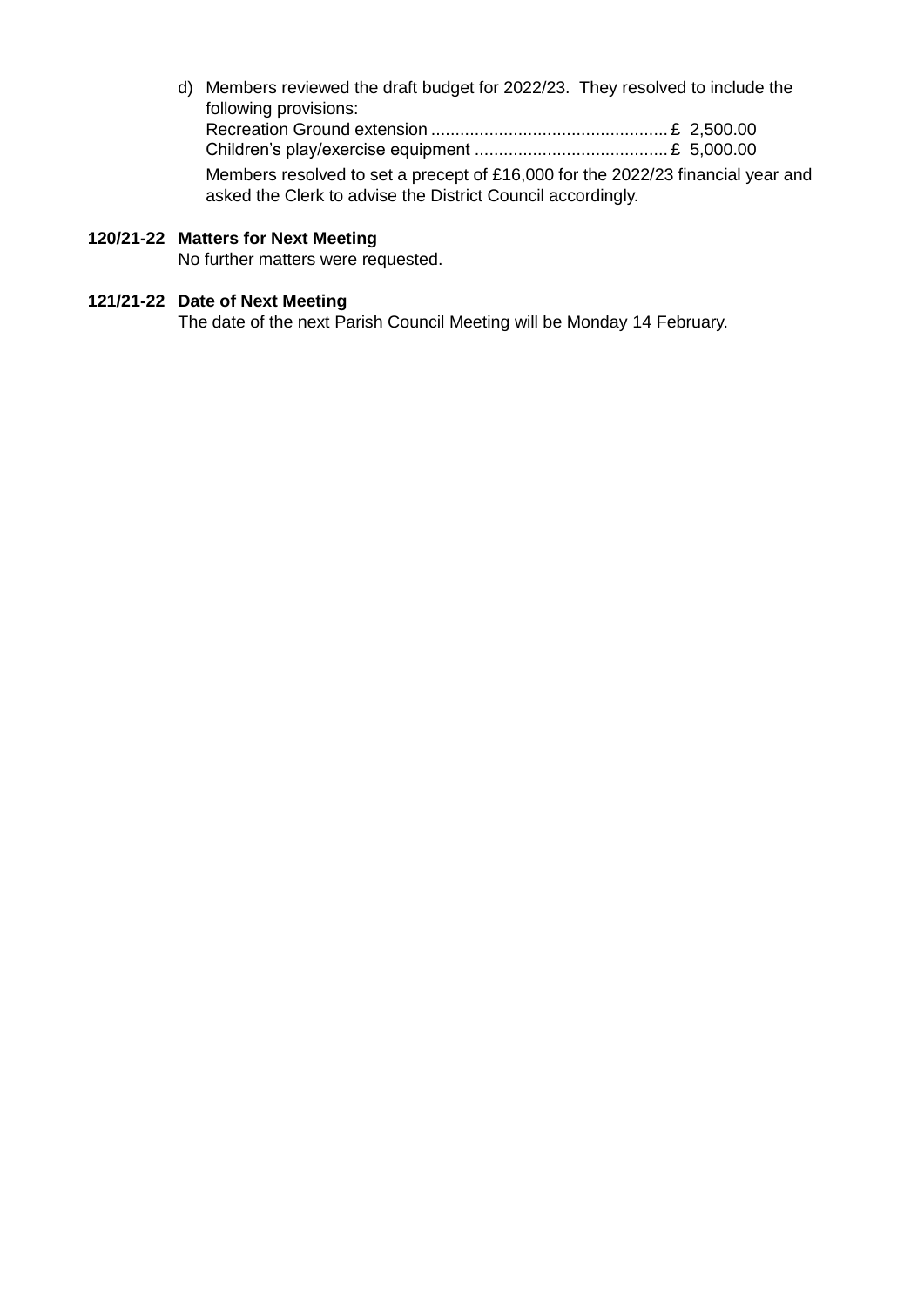d) Members reviewed the draft budget for 2022/23. They resolved to include the following provisions:
   Recreation Ground extension ................................................. £ 2,500.00
   Children's play/exercise equipment ........................................ £ 5,000.00

   Members resolved to set a precept of £16,000 for the 2022/23 financial year and asked the Clerk to advise the District Council accordingly.

**120/21-22 Matters for Next Meeting**
No further matters were requested.

**121/21-22 Date of Next Meeting**
The date of the next Parish Council Meeting will be Monday 14 February.